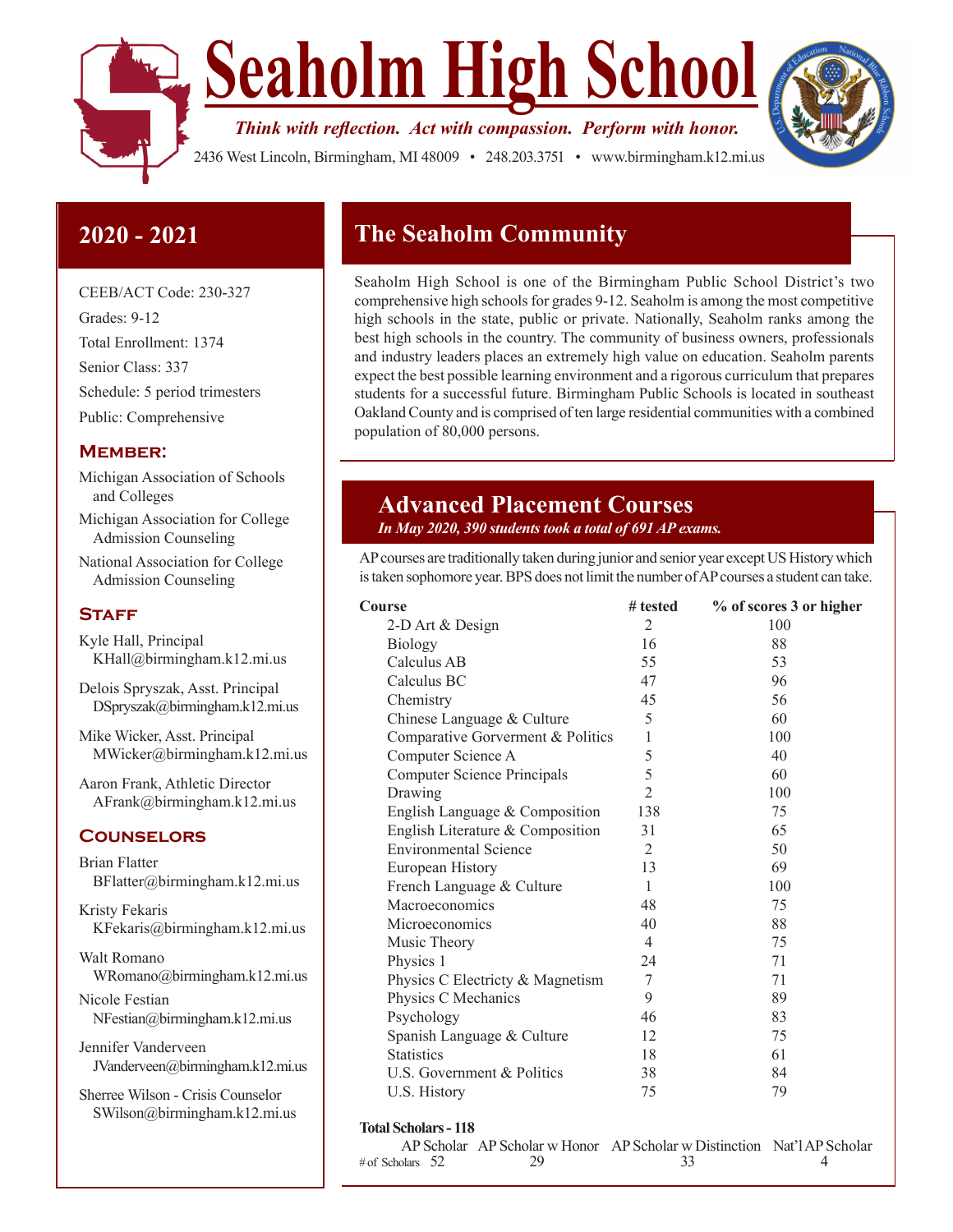# Seaholm High School

*Think with reflection. Act with compassion. Perform with honor.*

2436 West Lincoln, Birmingham, MI 48009 • 248.203.3751 • www.birmingham.k12.mi.us

## 2020 - 2021

CEEB/ACT Code: 230-327

Grades: 9-12

Total Enrollment: 1374

Senior Class: 337

Schedule: 5 period trimesters

Public: Comprehensive

### Member:

Michigan Association of Schools and Colleges

Michigan Association for College Admission Counseling

National Association for College Admission Counseling

### Staff

Kyle Hall, Principal
KHall@birmingham.k12.mi.us

Delois Spryszak, Asst. Principal
DSpryszak@birmingham.k12.mi.us

Mike Wicker, Asst. Principal
MWicker@birmingham.k12.mi.us

Aaron Frank, Athletic Director
AFrank@birmingham.k12.mi.us

### Counselors

Brian Flatter
BFlatter@birmingham.k12.mi.us

Kristy Fekaris
KFekaris@birmingham.k12.mi.us

Walt Romano
WRomano@birmingham.k12.mi.us

Nicole Festian
NFestian@birmingham.k12.mi.us

Jennifer Vanderveen
JVanderveen@birmingham.k12.mi.us

Sherree Wilson - Crisis Counselor
SWilson@birmingham.k12.mi.us

## The Seaholm Community

Seaholm High School is one of the Birmingham Public School District's two comprehensive high schools for grades 9-12. Seaholm is among the most competitive high schools in the state, public or private. Nationally, Seaholm ranks among the best high schools in the country. The community of business owners, professionals and industry leaders places an extremely high value on education. Seaholm parents expect the best possible learning environment and a rigorous curriculum that prepares students for a successful future. Birmingham Public Schools is located in southeast Oakland County and is comprised of ten large residential communities with a combined population of 80,000 persons.

## Advanced Placement Courses

*In May 2020, 390 students took a total of 691 AP exams.*

AP courses are traditionally taken during junior and senior year except US History which is taken sophomore year. BPS does not limit the number of AP courses a student can take.

| Course | # tested | % of scores 3 or higher |
|---|---|---|
| 2-D Art & Design | 2 | 100 |
| Biology | 16 | 88 |
| Calculus AB | 55 | 53 |
| Calculus BC | 47 | 96 |
| Chemistry | 45 | 56 |
| Chinese Language & Culture | 5 | 60 |
| Comparative Gorverment & Politics | 1 | 100 |
| Computer Science A | 5 | 40 |
| Computer Science Principals | 5 | 60 |
| Drawing | 2 | 100 |
| English Language & Composition | 138 | 75 |
| English Literature & Composition | 31 | 65 |
| Environmental Science | 2 | 50 |
| European History | 13 | 69 |
| French Language & Culture | 1 | 100 |
| Macroeconomics | 48 | 75 |
| Microeconomics | 40 | 88 |
| Music Theory | 4 | 75 |
| Physics 1 | 24 | 71 |
| Physics C Electricty & Magnetism | 7 | 71 |
| Physics C Mechanics | 9 | 89 |
| Psychology | 46 | 83 |
| Spanish Language & Culture | 12 | 75 |
| Statistics | 18 | 61 |
| U.S. Government & Politics | 38 | 84 |
| U.S. History | 75 | 79 |

**Total Scholars - 118**

| | AP Scholar | AP Scholar w Honor | AP Scholar w Distinction | Nat'l AP Scholar |
|---|---|---|---|---|
| # of Scholars | 52 | 29 | 33 | 4 |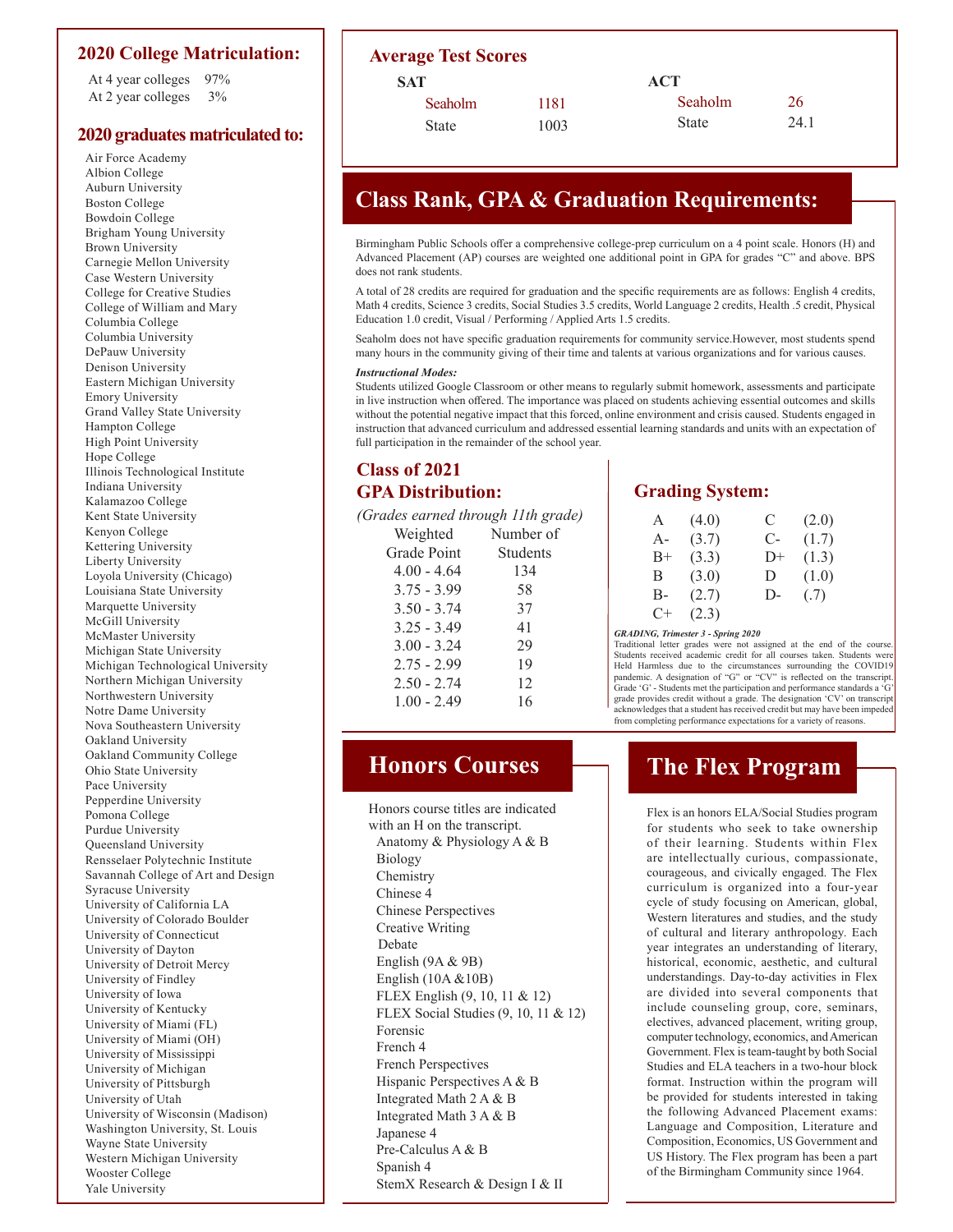## 2020 College Matriculation:

| | |
|---|---|
| At 4 year colleges | 97% |
| At 2 year colleges | 3% |

## 2020 graduates matriculated to:

Air Force Academy
Albion College
Auburn University
Boston College
Bowdoin College
Brigham Young University
Brown University
Carnegie Mellon University
Case Western University
College for Creative Studies
College of William and Mary
Columbia College
Columbia University
DePauw University
Denison University
Eastern Michigan University
Emory University
Grand Valley State University
Hampton College
High Point University
Hope College
Illinois Technological Institute
Indiana University
Kalamazoo College
Kent State University
Kenyon College
Kettering University
Liberty University
Loyola University (Chicago)
Louisiana State University
Marquette University
McGill University
McMaster University
Michigan State University
Michigan Technological University
Northern Michigan University
Northwestern University
Notre Dame University
Nova Southeastern University
Oakland University
Oakland Community College
Ohio State University
Pace University
Pepperdine University
Pomona College
Purdue University
Queensland University
Rensselaer Polytechnic Institute
Savannah College of Art and Design
Syracuse University
University of California LA
University of Colorado Boulder
University of Connecticut
University of Dayton
University of Detroit Mercy
University of Findley
University of Iowa
University of Kentucky
University of Miami (FL)
University of Miami (OH)
University of Mississippi
University of Michigan
University of Pittsburgh
University of Utah
University of Wisconsin (Madison)
Washington University, St. Louis
Wayne State University
Western Michigan University
Wooster College
Yale University

## Average Test Scores

**SAT**

| | |
|---|---|
| Seaholm | 1181 |
| State | 1003 |

**ACT**

| | |
|---|---|
| Seaholm | 26 |
| State | 24.1 |

# Class Rank, GPA & Graduation Requirements:

Birmingham Public Schools offer a comprehensive college-prep curriculum on a 4 point scale. Honors (H) and Advanced Placement (AP) courses are weighted one additional point in GPA for grades "C" and above. BPS does not rank students.

A total of 28 credits are required for graduation and the specific requirements are as follows: English 4 credits, Math 4 credits, Science 3 credits, Social Studies 3.5 credits, World Language 2 credits, Health .5 credit, Physical Education 1.0 credit, Visual / Performing / Applied Arts 1.5 credits.

Seaholm does not have specific graduation requirements for community service.However, most students spend many hours in the community giving of their time and talents at various organizations and for various causes.

***Instructional Modes:***
Students utilized Google Classroom or other means to regularly submit homework, assessments and participate in live instruction when offered. The importance was placed on students achieving essential outcomes and skills without the potential negative impact that this forced, online environment and crisis caused. Students engaged in instruction that advanced curriculum and addressed essential learning standards and units with an expectation of full participation in the remainder of the school year.

## Class of 2021 GPA Distribution:

*(Grades earned through 11th grade)*

| Weighted Grade Point | Number of Students |
|---|---|
| 4.00 - 4.64 | 134 |
| 3.75 - 3.99 | 58 |
| 3.50 - 3.74 | 37 |
| 3.25 - 3.49 | 41 |
| 3.00 - 3.24 | 29 |
| 2.75 - 2.99 | 19 |
| 2.50 - 2.74 | 12 |
| 1.00 - 2.49 | 16 |

## Grading System:

| | | | |
|---|---|---|---|
| A | (4.0) | C | (2.0) |
| A- | (3.7) | C- | (1.7) |
| B+ | (3.3) | D+ | (1.3) |
| B | (3.0) | D | (1.0) |
| B- | (2.7) | D- | (.7) |
| C+ | (2.3) | | |

***GRADING, Trimester 3 - Spring 2020***
Traditional letter grades were not assigned at the end of the course. Students received academic credit for all courses taken. Students were Held Harmless due to the circumstances surrounding the COVID19 pandemic. A designation of "G" or "CV" is reflected on the transcript. Grade 'G' - Students met the participation and performance standards a 'G' grade provides credit without a grade. The designation 'CV' on transcript acknowledges that a student has received credit but may have been impeded from completing performance expectations for a variety of reasons.

# Honors Courses

Honors course titles are indicated with an H on the transcript.

- Anatomy & Physiology A & B
- Biology
- Chemistry
- Chinese 4
- Chinese Perspectives
- Creative Writing
- Debate
- English (9A & 9B)
- English (10A &10B)
- FLEX English (9, 10, 11 & 12)
- FLEX Social Studies (9, 10, 11 & 12)
- Forensic
- French 4
- French Perspectives
- Hispanic Perspectives A & B
- Integrated Math 2 A & B
- Integrated Math 3 A & B
- Japanese 4
- Pre-Calculus A & B
- Spanish 4
- StemX Research & Design I & II

# The Flex Program

Flex is an honors ELA/Social Studies program for students who seek to take ownership of their learning. Students within Flex are intellectually curious, compassionate, courageous, and civically engaged. The Flex curriculum is organized into a four-year cycle of study focusing on American, global, Western literatures and studies, and the study of cultural and literary anthropology. Each year integrates an understanding of literary, historical, economic, aesthetic, and cultural understandings. Day-to-day activities in Flex are divided into several components that include counseling group, core, seminars, electives, advanced placement, writing group, computer technology, economics, and American Government. Flex is team-taught by both Social Studies and ELA teachers in a two-hour block format. Instruction within the program will be provided for students interested in taking the following Advanced Placement exams: Language and Composition, Literature and Composition, Economics, US Government and US History. The Flex program has been a part of the Birmingham Community since 1964.